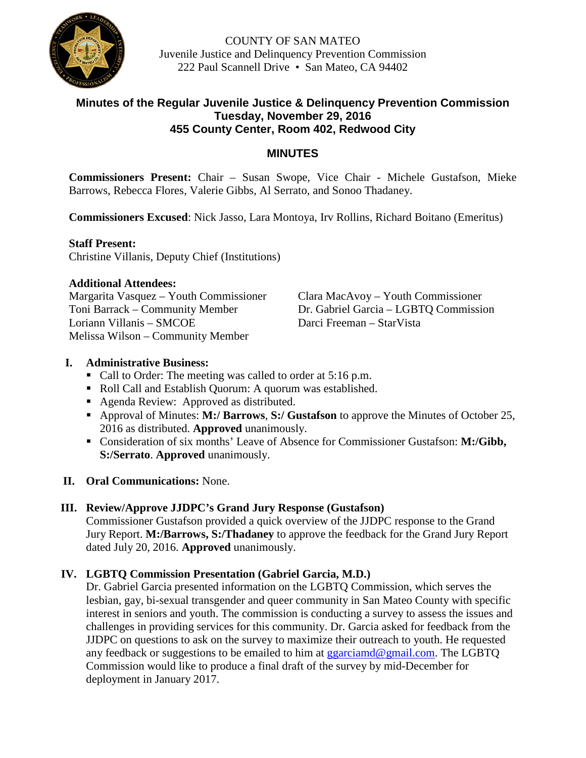COUNTY OF SAN MATEO
Juvenile Justice and Delinquency Prevention Commission
222 Paul Scannell Drive • San Mateo, CA 94402

## Minutes of the Regular Juvenile Justice & Delinquency Prevention Commission
## Tuesday, November 29, 2016
## 455 County Center, Room 402, Redwood City

## MINUTES

**Commissioners Present:** Chair – Susan Swope, Vice Chair - Michele Gustafson, Mieke Barrows, Rebecca Flores, Valerie Gibbs, Al Serrato, and Sonoo Thadaney.

**Commissioners Excused**: Nick Jasso, Lara Montoya, Irv Rollins, Richard Boitano (Emeritus)

**Staff Present:**
Christine Villanis, Deputy Chief (Institutions)

**Additional Attendees:**
Margarita Vasquez – Youth Commissioner
Toni Barrack – Community Member
Loriann Villanis – SMCOE
Melissa Wilson – Community Member
Clara MacAvoy – Youth Commissioner
Dr. Gabriel Garcia – LGBTQ Commission
Darci Freeman – StarVista

**I. Administrative Business:**

- Call to Order: The meeting was called to order at 5:16 p.m.
- Roll Call and Establish Quorum: A quorum was established.
- Agenda Review: Approved as distributed.
- Approval of Minutes: **M:/ Barrows**, **S:/ Gustafson** to approve the Minutes of October 25, 2016 as distributed. **Approved** unanimously.
- Consideration of six months' Leave of Absence for Commissioner Gustafson: **M:/Gibb, S:/Serrato**. **Approved** unanimously.

**II. Oral Communications:** None.

**III. Review/Approve JJDPC's Grand Jury Response (Gustafson)**

Commissioner Gustafson provided a quick overview of the JJDPC response to the Grand Jury Report. **M:/Barrows, S:/Thadaney** to approve the feedback for the Grand Jury Report dated July 20, 2016. **Approved** unanimously.

**IV. LGBTQ Commission Presentation (Gabriel Garcia, M.D.)**

Dr. Gabriel Garcia presented information on the LGBTQ Commission, which serves the lesbian, gay, bi-sexual transgender and queer community in San Mateo County with specific interest in seniors and youth. The commission is conducting a survey to assess the issues and challenges in providing services for this community. Dr. Garcia asked for feedback from the JJDPC on questions to ask on the survey to maximize their outreach to youth. He requested any feedback or suggestions to be emailed to him at ggarciamd@gmail.com. The LGBTQ Commission would like to produce a final draft of the survey by mid-December for deployment in January 2017.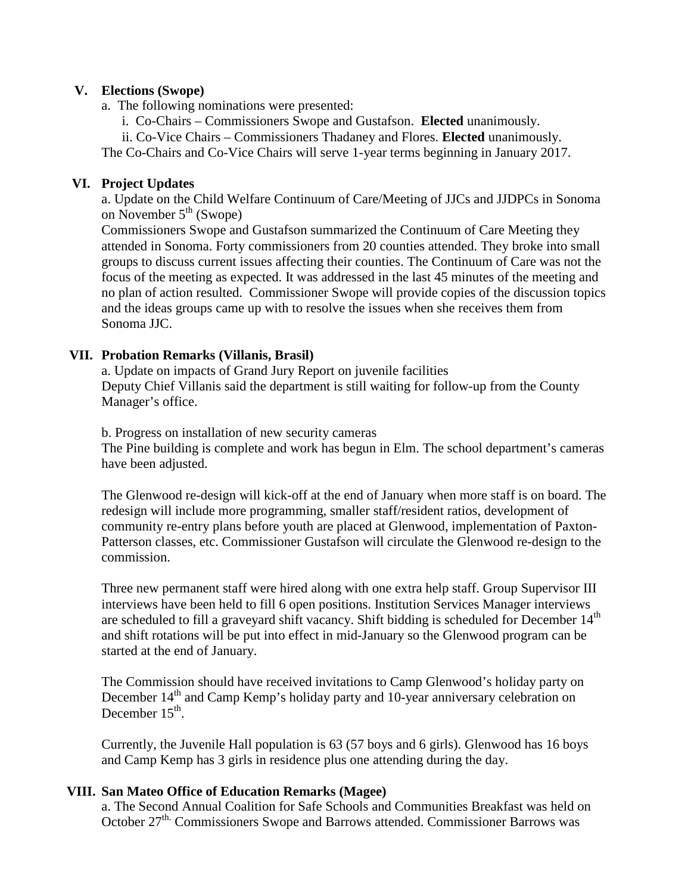## V. Elections (Swope)

a. The following nominations were presented:

i. Co-Chairs – Commissioners Swope and Gustafson. **Elected** unanimously.

ii. Co-Vice Chairs – Commissioners Thadaney and Flores. **Elected** unanimously.

The Co-Chairs and Co-Vice Chairs will serve 1-year terms beginning in January 2017.

## VI. Project Updates

a. Update on the Child Welfare Continuum of Care/Meeting of JJCs and JJDPCs in Sonoma on November 5th (Swope)

Commissioners Swope and Gustafson summarized the Continuum of Care Meeting they attended in Sonoma. Forty commissioners from 20 counties attended. They broke into small groups to discuss current issues affecting their counties. The Continuum of Care was not the focus of the meeting as expected. It was addressed in the last 45 minutes of the meeting and no plan of action resulted. Commissioner Swope will provide copies of the discussion topics and the ideas groups came up with to resolve the issues when she receives them from Sonoma JJC.

## VII. Probation Remarks (Villanis, Brasil)

a. Update on impacts of Grand Jury Report on juvenile facilities

Deputy Chief Villanis said the department is still waiting for follow-up from the County Manager's office.

b. Progress on installation of new security cameras

The Pine building is complete and work has begun in Elm. The school department's cameras have been adjusted.

The Glenwood re-design will kick-off at the end of January when more staff is on board. The redesign will include more programming, smaller staff/resident ratios, development of community re-entry plans before youth are placed at Glenwood, implementation of Paxton-Patterson classes, etc. Commissioner Gustafson will circulate the Glenwood re-design to the commission.

Three new permanent staff were hired along with one extra help staff. Group Supervisor III interviews have been held to fill 6 open positions. Institution Services Manager interviews are scheduled to fill a graveyard shift vacancy. Shift bidding is scheduled for December 14th and shift rotations will be put into effect in mid-January so the Glenwood program can be started at the end of January.

The Commission should have received invitations to Camp Glenwood's holiday party on December 14th and Camp Kemp's holiday party and 10-year anniversary celebration on December 15th.

Currently, the Juvenile Hall population is 63 (57 boys and 6 girls). Glenwood has 16 boys and Camp Kemp has 3 girls in residence plus one attending during the day.

## VIII. San Mateo Office of Education Remarks (Magee)

a. The Second Annual Coalition for Safe Schools and Communities Breakfast was held on October 27th. Commissioners Swope and Barrows attended. Commissioner Barrows was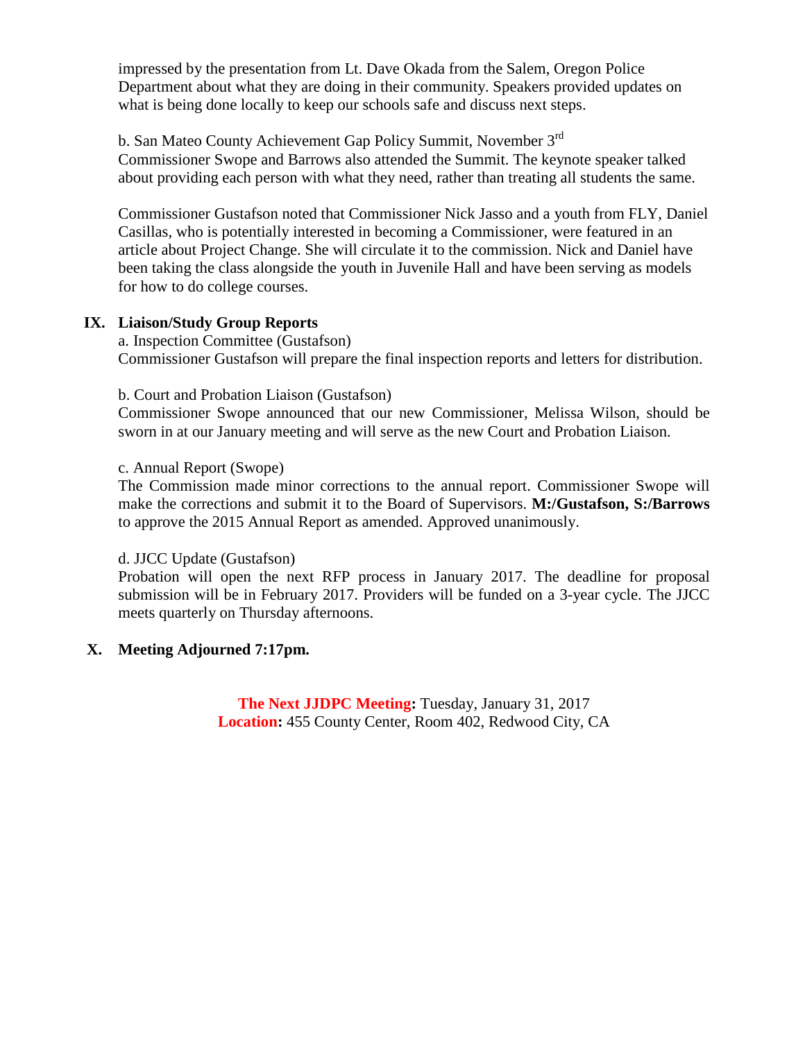impressed by the presentation from Lt. Dave Okada from the Salem, Oregon Police Department about what they are doing in their community. Speakers provided updates on what is being done locally to keep our schools safe and discuss next steps.

b. San Mateo County Achievement Gap Policy Summit, November 3rd
Commissioner Swope and Barrows also attended the Summit. The keynote speaker talked about providing each person with what they need, rather than treating all students the same.

Commissioner Gustafson noted that Commissioner Nick Jasso and a youth from FLY, Daniel Casillas, who is potentially interested in becoming a Commissioner, were featured in an article about Project Change. She will circulate it to the commission. Nick and Daniel have been taking the class alongside the youth in Juvenile Hall and have been serving as models for how to do college courses.

## IX. Liaison/Study Group Reports

a. Inspection Committee (Gustafson)
Commissioner Gustafson will prepare the final inspection reports and letters for distribution.

b. Court and Probation Liaison (Gustafson)
Commissioner Swope announced that our new Commissioner, Melissa Wilson, should be sworn in at our January meeting and will serve as the new Court and Probation Liaison.

c. Annual Report (Swope)
The Commission made minor corrections to the annual report. Commissioner Swope will make the corrections and submit it to the Board of Supervisors. **M:/Gustafson, S:/Barrows** to approve the 2015 Annual Report as amended. Approved unanimously.

d. JJCC Update (Gustafson)
Probation will open the next RFP process in January 2017. The deadline for proposal submission will be in February 2017. Providers will be funded on a 3-year cycle. The JJCC meets quarterly on Thursday afternoons.

## X. Meeting Adjourned 7:17pm.

**The Next JJDPC Meeting:** Tuesday, January 31, 2017
**Location:** 455 County Center, Room 402, Redwood City, CA